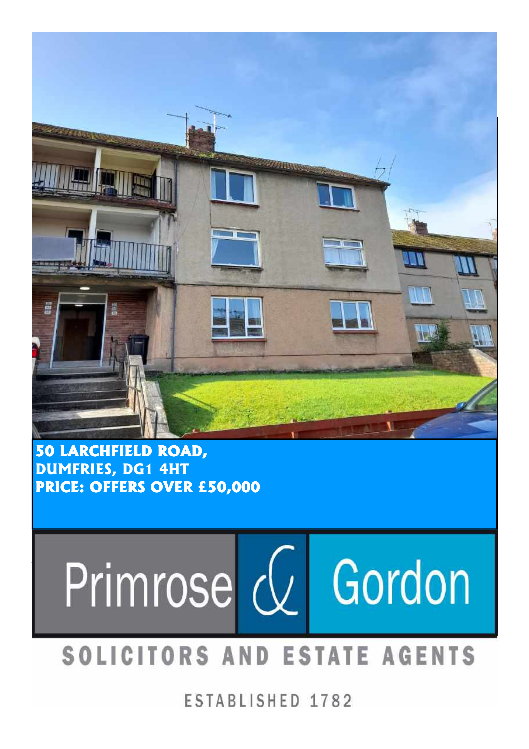**50 LARCHFIELD ROAD,**
**DUMFRIES, DG1 4HT**
**PRICE: OFFERS OVER £50,000**

Primrose & Gordon

SOLICITORS AND ESTATE AGENTS

ESTABLISHED 1782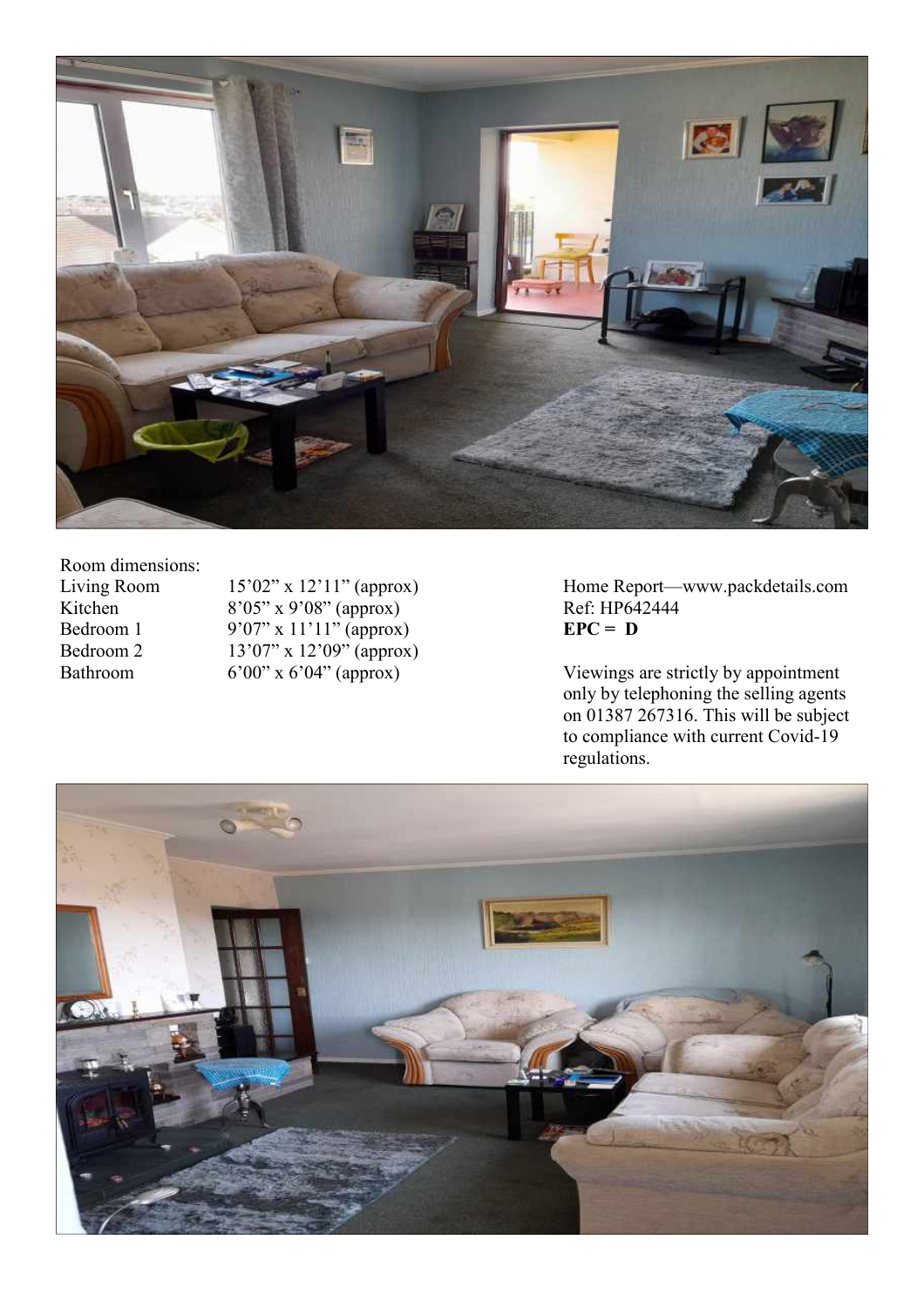Room dimensions:

| | |
|---|---|
| Living Room | 15’02” x 12’11” (approx) |
| Kitchen | 8’05” x 9’08” (approx) |
| Bedroom 1 | 9’07” x 11’11” (approx) |
| Bedroom 2 | 13’07” x 12’09” (approx) |
| Bathroom | 6’00” x 6’04” (approx) |

Home Report—www.packdetails.com
Ref: HP642444
**EPC = D**

Viewings are strictly by appointment only by telephoning the selling agents on 01387 267316. This will be subject to compliance with current Covid-19 regulations.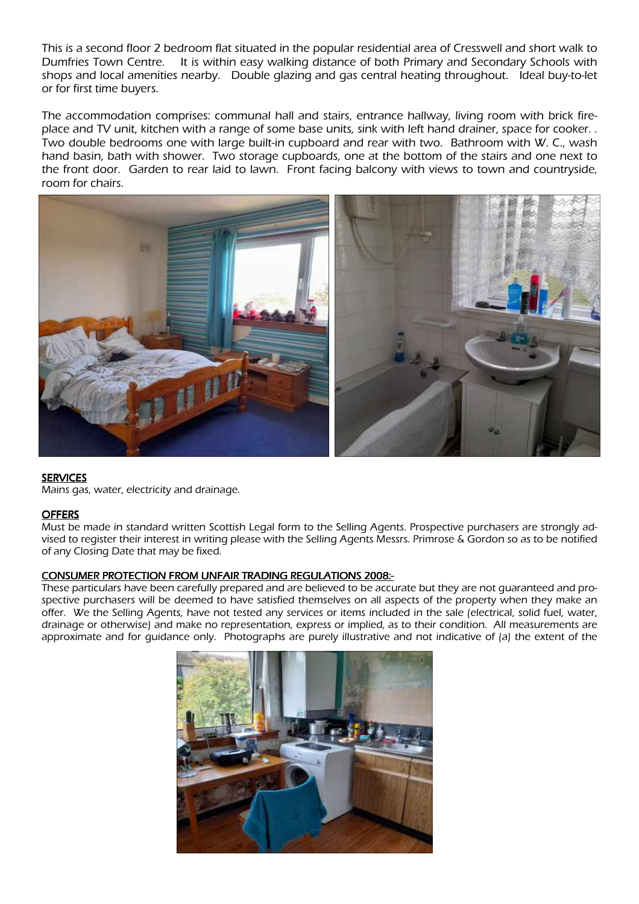This is a second floor 2 bedroom flat situated in the popular residential area of Cresswell and short walk to Dumfries Town Centre. It is within easy walking distance of both Primary and Secondary Schools with shops and local amenities nearby. Double glazing and gas central heating throughout. Ideal buy-to-let or for first time buyers.

The accommodation comprises: communal hall and stairs, entrance hallway, living room with brick fire-place and TV unit, kitchen with a range of some base units, sink with left hand drainer, space for cooker. . Two double bedrooms one with large built-in cupboard and rear with two. Bathroom with W. C., wash hand basin, bath with shower. Two storage cupboards, one at the bottom of the stairs and one next to the front door. Garden to rear laid to lawn. Front facing balcony with views to town and countryside, room for chairs.

## SERVICES

Mains gas, water, electricity and drainage.

## OFFERS

Must be made in standard written Scottish Legal form to the Selling Agents. Prospective purchasers are strongly advised to register their interest in writing please with the Selling Agents Messrs. Primrose & Gordon so as to be notified of any Closing Date that may be fixed.

## CONSUMER PROTECTION FROM UNFAIR TRADING REGULATIONS 2008:-

These particulars have been carefully prepared and are believed to be accurate but they are not guaranteed and prospective purchasers will be deemed to have satisfied themselves on all aspects of the property when they make an offer. We the Selling Agents, have not tested any services or items included in the sale (electrical, solid fuel, water, drainage or otherwise) and make no representation, express or implied, as to their condition. All measurements are approximate and for guidance only. Photographs are purely illustrative and not indicative of (a) the extent of the